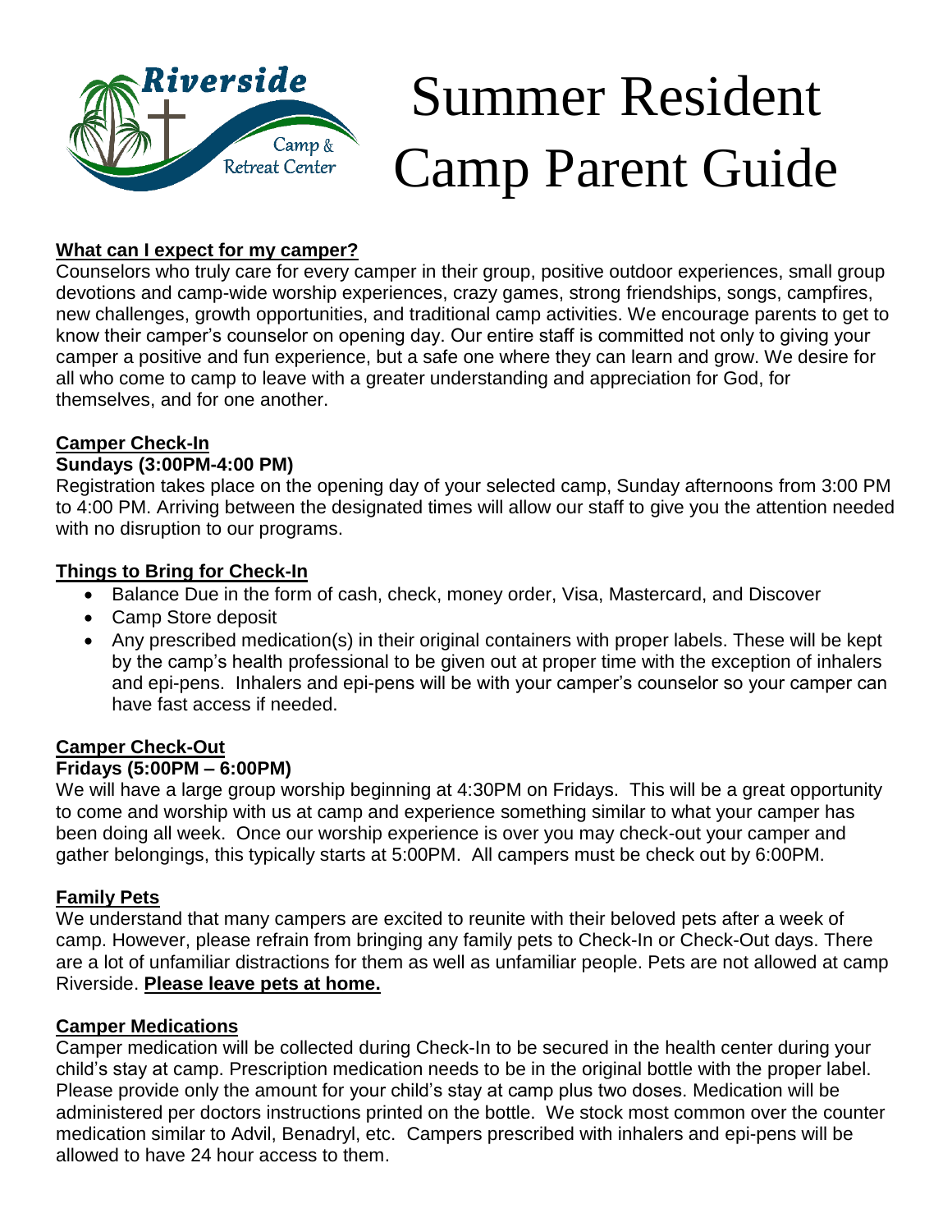# Summer Resident Camp Parent Guide

**What can I expect for my camper?**

Counselors who truly care for every camper in their group, positive outdoor experiences, small group devotions and camp-wide worship experiences, crazy games, strong friendships, songs, campfires, new challenges, growth opportunities, and traditional camp activities. We encourage parents to get to know their camper's counselor on opening day. Our entire staff is committed not only to giving your camper a positive and fun experience, but a safe one where they can learn and grow. We desire for all who come to camp to leave with a greater understanding and appreciation for God, for themselves, and for one another.

**Camper Check-In**

**Sundays (3:00PM-4:00 PM)**

Registration takes place on the opening day of your selected camp, Sunday afternoons from 3:00 PM to 4:00 PM. Arriving between the designated times will allow our staff to give you the attention needed with no disruption to our programs.

**Things to Bring for Check-In**

- Balance Due in the form of cash, check, money order, Visa, Mastercard, and Discover
- Camp Store deposit
- Any prescribed medication(s) in their original containers with proper labels. These will be kept by the camp's health professional to be given out at proper time with the exception of inhalers and epi-pens. Inhalers and epi-pens will be with your camper's counselor so your camper can have fast access if needed.

**Camper Check-Out**

**Fridays (5:00PM – 6:00PM)**

We will have a large group worship beginning at 4:30PM on Fridays. This will be a great opportunity to come and worship with us at camp and experience something similar to what your camper has been doing all week. Once our worship experience is over you may check-out your camper and gather belongings, this typically starts at 5:00PM. All campers must be check out by 6:00PM.

**Family Pets**

We understand that many campers are excited to reunite with their beloved pets after a week of camp. However, please refrain from bringing any family pets to Check-In or Check-Out days. There are a lot of unfamiliar distractions for them as well as unfamiliar people. Pets are not allowed at camp Riverside. **Please leave pets at home.**

**Camper Medications**

Camper medication will be collected during Check-In to be secured in the health center during your child's stay at camp. Prescription medication needs to be in the original bottle with the proper label. Please provide only the amount for your child's stay at camp plus two doses. Medication will be administered per doctors instructions printed on the bottle. We stock most common over the counter medication similar to Advil, Benadryl, etc. Campers prescribed with inhalers and epi-pens will be allowed to have 24 hour access to them.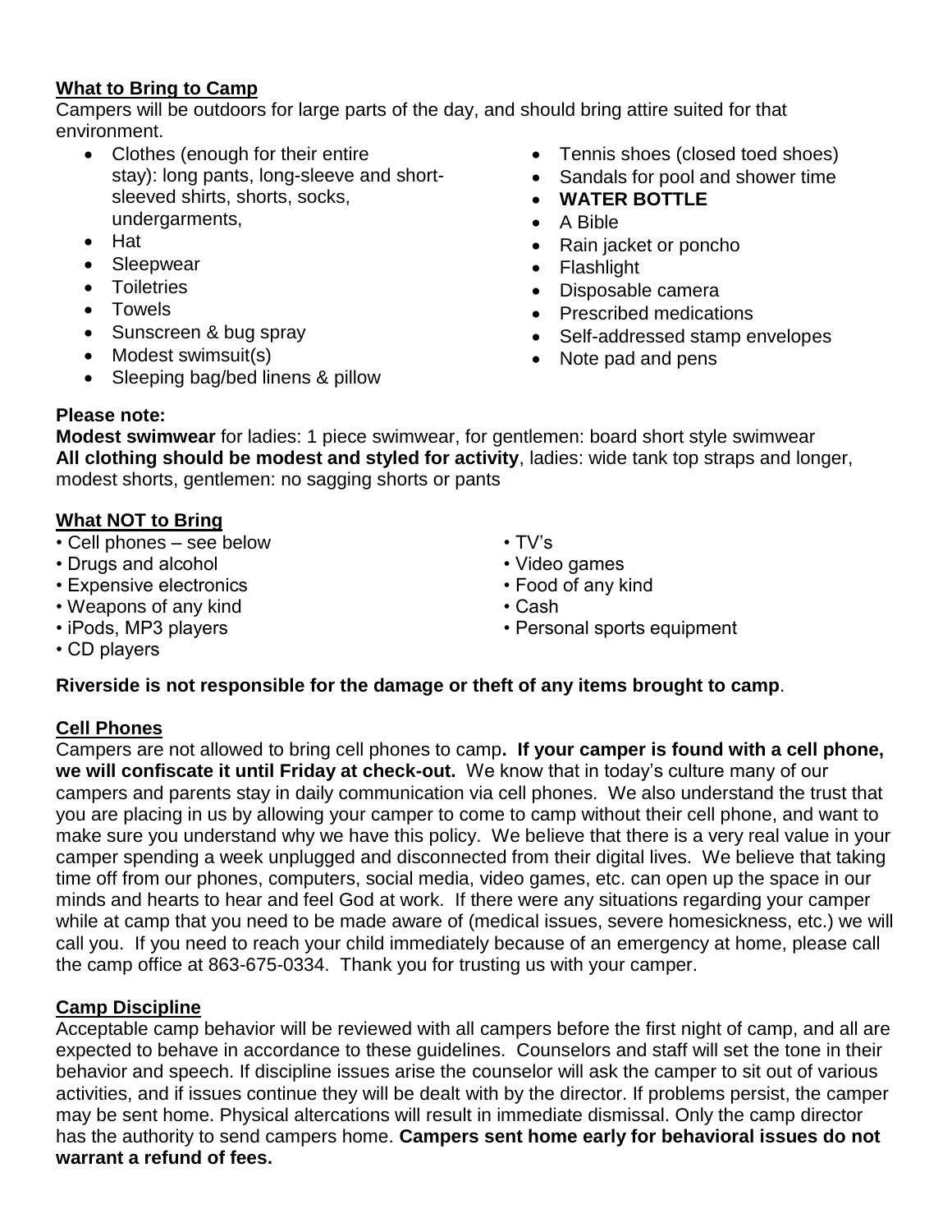## What to Bring to Camp

Campers will be outdoors for large parts of the day, and should bring attire suited for that environment.

- Clothes (enough for their entire stay): long pants, long-sleeve and short-sleeved shirts, shorts, socks, undergarments,
- Hat
- Sleepwear
- Toiletries
- Towels
- Sunscreen & bug spray
- Modest swimsuit(s)
- Sleeping bag/bed linens & pillow
- Tennis shoes (closed toed shoes)
- Sandals for pool and shower time
- **WATER BOTTLE**
- A Bible
- Rain jacket or poncho
- Flashlight
- Disposable camera
- Prescribed medications
- Self-addressed stamp envelopes
- Note pad and pens

**Please note:**

**Modest swimwear** for ladies: 1 piece swimwear, for gentlemen: board short style swimwear
**All clothing should be modest and styled for activity**, ladies: wide tank top straps and longer, modest shorts, gentlemen: no sagging shorts or pants

## What NOT to Bring

- Cell phones – see below
- Drugs and alcohol
- Expensive electronics
- Weapons of any kind
- iPods, MP3 players
- CD players
- TV's
- Video games
- Food of any kind
- Cash
- Personal sports equipment

**Riverside is not responsible for the damage or theft of any items brought to camp**.

## Cell Phones

Campers are not allowed to bring cell phones to camp**. If your camper is found with a cell phone, we will confiscate it until Friday at check-out.** We know that in today's culture many of our campers and parents stay in daily communication via cell phones. We also understand the trust that you are placing in us by allowing your camper to come to camp without their cell phone, and want to make sure you understand why we have this policy. We believe that there is a very real value in your camper spending a week unplugged and disconnected from their digital lives. We believe that taking time off from our phones, computers, social media, video games, etc. can open up the space in our minds and hearts to hear and feel God at work. If there were any situations regarding your camper while at camp that you need to be made aware of (medical issues, severe homesickness, etc.) we will call you. If you need to reach your child immediately because of an emergency at home, please call the camp office at 863-675-0334. Thank you for trusting us with your camper.

## Camp Discipline

Acceptable camp behavior will be reviewed with all campers before the first night of camp, and all are expected to behave in accordance to these guidelines. Counselors and staff will set the tone in their behavior and speech. If discipline issues arise the counselor will ask the camper to sit out of various activities, and if issues continue they will be dealt with by the director. If problems persist, the camper may be sent home. Physical altercations will result in immediate dismissal. Only the camp director has the authority to send campers home. **Campers sent home early for behavioral issues do not warrant a refund of fees.**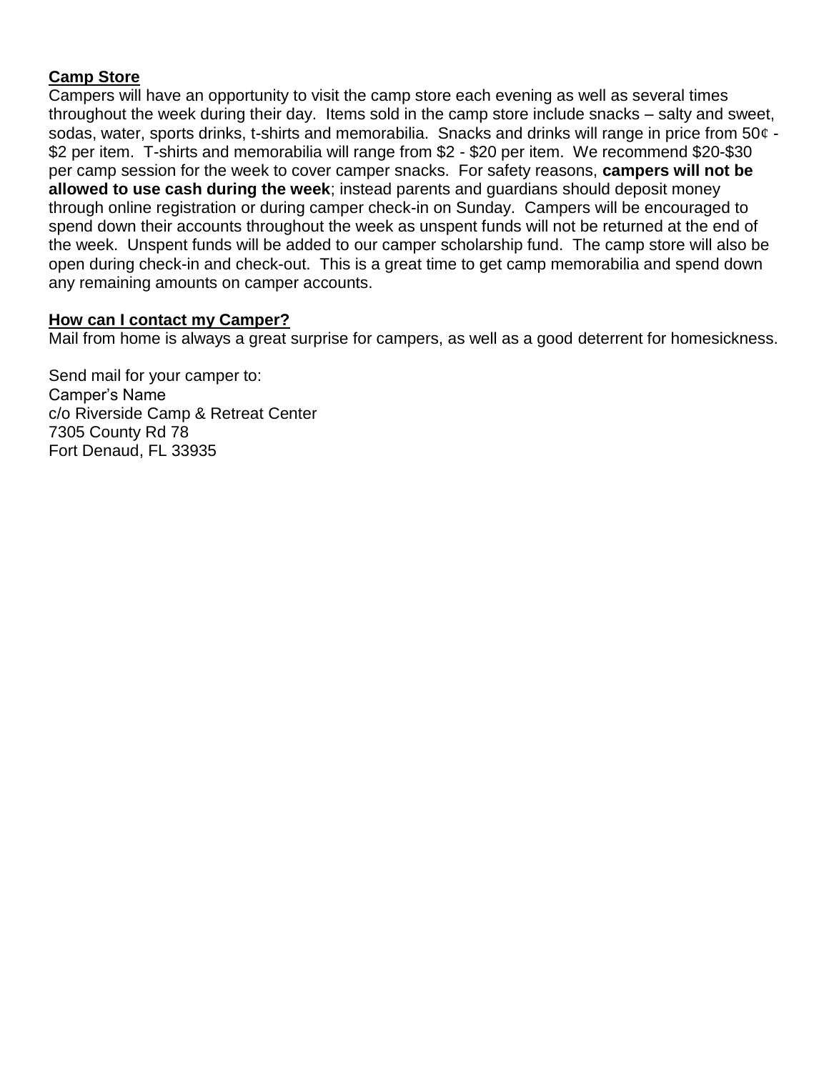## Camp Store

Campers will have an opportunity to visit the camp store each evening as well as several times throughout the week during their day. Items sold in the camp store include snacks – salty and sweet, sodas, water, sports drinks, t-shirts and memorabilia. Snacks and drinks will range in price from 50¢ - $2 per item. T-shirts and memorabilia will range from $2 - $20 per item. We recommend $20-$30 per camp session for the week to cover camper snacks. For safety reasons, **campers will not be allowed to use cash during the week**; instead parents and guardians should deposit money through online registration or during camper check-in on Sunday. Campers will be encouraged to spend down their accounts throughout the week as unspent funds will not be returned at the end of the week. Unspent funds will be added to our camper scholarship fund. The camp store will also be open during check-in and check-out. This is a great time to get camp memorabilia and spend down any remaining amounts on camper accounts.

## How can I contact my Camper?

Mail from home is always a great surprise for campers, as well as a good deterrent for homesickness.

Send mail for your camper to:
Camper's Name
c/o Riverside Camp & Retreat Center
7305 County Rd 78
Fort Denaud, FL 33935